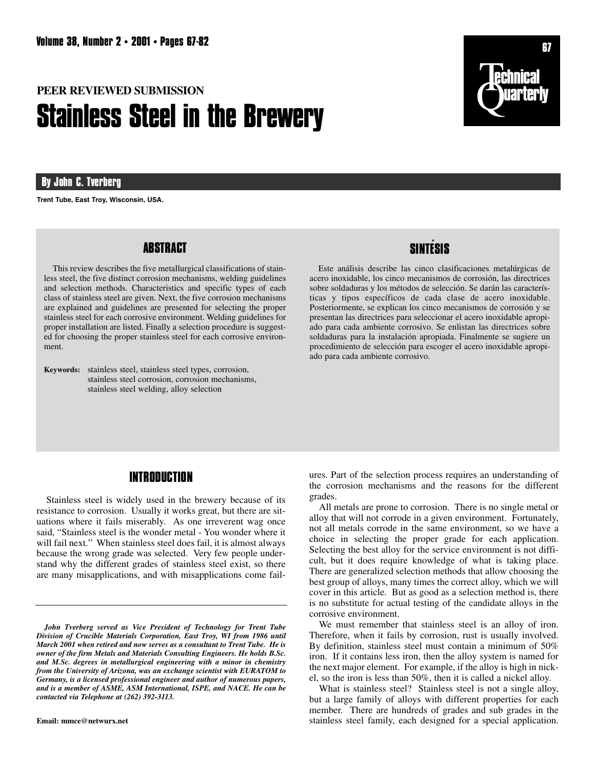PEER REVIEWED SUBMISSION

# Stainless Steel in the Brewery

**By John C. Tverberg**

**Trent Tube, East Troy, Wisconsin, USA.**

## ABSTRACT

This review describes the five metallurgical classifications of stainless steel, the five distinct corrosion mechanisms, welding guidelines and selection methods. Characteristics and specific types of each class of stainless steel are given. Next, the five corrosion mechanisms are explained and guidelines are presented for selecting the proper stainless steel for each corrosive environment. Welding guidelines for proper installation are listed. Finally a selection procedure is suggested for choosing the proper stainless steel for each corrosive environment.

**Keywords:** stainless steel, stainless steel types, corrosion, stainless steel corrosion, corrosion mechanisms, stainless steel welding, alloy selection

## SINTÉSIS

Este análisis describe las cinco clasificaciones metalúrgicas de acero inoxidable, los cinco mecanismos de corrosión, las directrices sobre soldaduras y los métodos de selección. Se darán las características y tipos específicos de cada clase de acero inoxidable. Posteriormente, se explican los cinco mecanismos de corrosión y se presentan las directrices para seleccionar el acero inoxidable apropiado para cada ambiente corrosivo. Se enlistan las directrices sobre soldaduras para la instalación apropiada. Finalmente se sugiere un procedimiento de selección para escoger el acero inoxidable apropiado para cada ambiente corrosivo.

## INTRODUCTION

Stainless steel is widely used in the brewery because of its resistance to corrosion. Usually it works great, but there are situations where it fails miserably. As one irreverent wag once said, "Stainless steel is the wonder metal - You wonder where it will fail next." When stainless steel does fail, it is almost always because the wrong grade was selected. Very few people understand why the different grades of stainless steel exist, so there are many misapplications, and with misapplications come failures. Part of the selection process requires an understanding of the corrosion mechanisms and the reasons for the different grades.

All metals are prone to corrosion. There is no single metal or alloy that will not corrode in a given environment. Fortunately, not all metals corrode in the same environment, so we have a choice in selecting the proper grade for each application. Selecting the best alloy for the service environment is not difficult, but it does require knowledge of what is taking place. There are generalized selection methods that allow choosing the best group of alloys, many times the correct alloy, which we will cover in this article. But as good as a selection method is, there is no substitute for actual testing of the candidate alloys in the corrosive environment.

We must remember that stainless steel is an alloy of iron. Therefore, when it fails by corrosion, rust is usually involved. By definition, stainless steel must contain a minimum of 50% iron. If it contains less iron, then the alloy system is named for the next major element. For example, if the alloy is high in nickel, so the iron is less than 50%, then it is called a nickel alloy.

What is stainless steel? Stainless steel is not a single alloy, but a large family of alloys with different properties for each member. There are hundreds of grades and sub grades in the stainless steel family, each designed for a special application.

*John Tverberg served as Vice President of Technology for Trent Tube Division of Crucible Materials Corporation, East Troy, WI from 1986 until March 2001 when retired and now serves as a consultant to Trent Tube. He is owner of the firm Metals and Materials Consulting Engineers. He holds B.Sc. and M.Sc. degrees in metallurgical engineering with a minor in chemistry from the University of Arizona, was an exchange scientist with EURATOM to Germany, is a licensed professional engineer and author of numerous papers, and is a member of ASME, ASM International, ISPE, and NACE. He can be contacted via Telephone at (262) 392-3113.*

**Email: mmce@netwurx.net**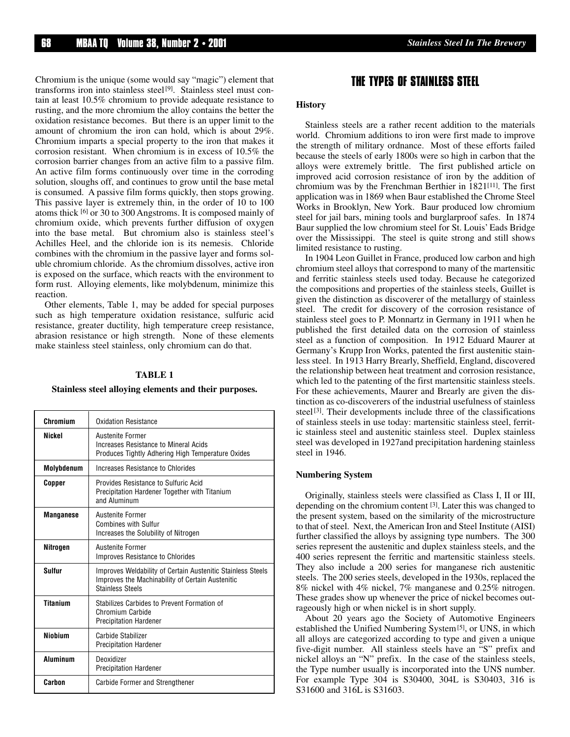Chromium is the unique (some would say "magic") element that transforms iron into stainless steel[9]. Stainless steel must contain at least 10.5% chromium to provide adequate resistance to rusting, and the more chromium the alloy contains the better the oxidation resistance becomes. But there is an upper limit to the amount of chromium the iron can hold, which is about 29%. Chromium imparts a special property to the iron that makes it corrosion resistant. When chromium is in excess of 10.5% the corrosion barrier changes from an active film to a passive film. An active film forms continuously over time in the corroding solution, sloughs off, and continues to grow until the base metal is consumed. A passive film forms quickly, then stops growing. This passive layer is extremely thin, in the order of 10 to 100 atoms thick [6] or 30 to 300 Angstroms. It is composed mainly of chromium oxide, which prevents further diffusion of oxygen into the base metal. But chromium also is stainless steel's Achilles Heel, and the chloride ion is its nemesis. Chloride combines with the chromium in the passive layer and forms soluble chromium chloride. As the chromium dissolves, active iron is exposed on the surface, which reacts with the environment to form rust. Alloying elements, like molybdenum, minimize this reaction.

Other elements, Table 1, may be added for special purposes such as high temperature oxidation resistance, sulfuric acid resistance, greater ductility, high temperature creep resistance, abrasion resistance or high strength. None of these elements make stainless steel stainless, only chromium can do that.

**TABLE 1**

**Stainless steel alloying elements and their purposes.**

| Element | Purpose |
|---|---|
| **Chromium** | Oxidation Resistance |
| **Nickel** | Austenite Former<br>Increases Resistance to Mineral Acids<br>Produces Tightly Adhering High Temperature Oxides |
| **Molybdenum** | Increases Resistance to Chlorides |
| **Copper** | Provides Resistance to Sulfuric Acid<br>Precipitation Hardener Together with Titanium and Aluminum |
| **Manganese** | Austenite Former<br>Combines with Sulfur<br>Increases the Solubility of Nitrogen |
| **Nitrogen** | Austenite Former<br>Improves Resistance to Chlorides |
| **Sulfur** | Improves Weldability of Certain Austenitic Stainless Steels<br>Improves the Machinability of Certain Austenitic Stainless Steels |
| **Titanium** | Stabilizes Carbides to Prevent Formation of Chromium Carbide<br>Precipitation Hardener |
| **Niobium** | Carbide Stabilizer<br>Precipitation Hardener |
| **Aluminum** | Deoxidizer<br>Precipitation Hardener |
| **Carbon** | Carbide Former and Strengthener |

## THE TYPES OF STAINLESS STEEL

### History

Stainless steels are a rather recent addition to the materials world. Chromium additions to iron were first made to improve the strength of military ordnance. Most of these efforts failed because the steels of early 1800s were so high in carbon that the alloys were extremely brittle. The first published article on improved acid corrosion resistance of iron by the addition of chromium was by the Frenchman Berthier in 1821[11]. The first application was in 1869 when Baur established the Chrome Steel Works in Brooklyn, New York. Baur produced low chromium steel for jail bars, mining tools and burglarproof safes. In 1874 Baur supplied the low chromium steel for St. Louis' Eads Bridge over the Mississippi. The steel is quite strong and still shows limited resistance to rusting.

In 1904 Leon Guillet in France, produced low carbon and high chromium steel alloys that correspond to many of the martensitic and ferritic stainless steels used today. Because he categorized the compositions and properties of the stainless steels, Guillet is given the distinction as discoverer of the metallurgy of stainless steel. The credit for discovery of the corrosion resistance of stainless steel goes to P. Monnartz in Germany in 1911 when he published the first detailed data on the corrosion of stainless steel as a function of composition. In 1912 Eduard Maurer at Germany's Krupp Iron Works, patented the first austenitic stainless steel. In 1913 Harry Brearly, Sheffield, England, discovered the relationship between heat treatment and corrosion resistance, which led to the patenting of the first martensitic stainless steels. For these achievements, Maurer and Brearly are given the distinction as co-discoverers of the industrial usefulness of stainless steel[3]. Their developments include three of the classifications of stainless steels in use today: martensitic stainless steel, ferritic stainless steel and austenitic stainless steel. Duplex stainless steel was developed in 1927and precipitation hardening stainless steel in 1946.

### Numbering System

Originally, stainless steels were classified as Class I, II or III, depending on the chromium content [3]. Later this was changed to the present system, based on the similarity of the microstructure to that of steel. Next, the American Iron and Steel Institute (AISI) further classified the alloys by assigning type numbers. The 300 series represent the austenitic and duplex stainless steels, and the 400 series represent the ferritic and martensitic stainless steels. They also include a 200 series for manganese rich austenitic steels. The 200 series steels, developed in the 1930s, replaced the 8% nickel with 4% nickel, 7% manganese and 0.25% nitrogen. These grades show up whenever the price of nickel becomes outrageously high or when nickel is in short supply.

About 20 years ago the Society of Automotive Engineers established the Unified Numbering System[5], or UNS, in which all alloys are categorized according to type and given a unique five-digit number. All stainless steels have an "S" prefix and nickel alloys an "N" prefix. In the case of the stainless steels, the Type number usually is incorporated into the UNS number. For example Type 304 is S30400, 304L is S30403, 316 is S31600 and 316L is S31603.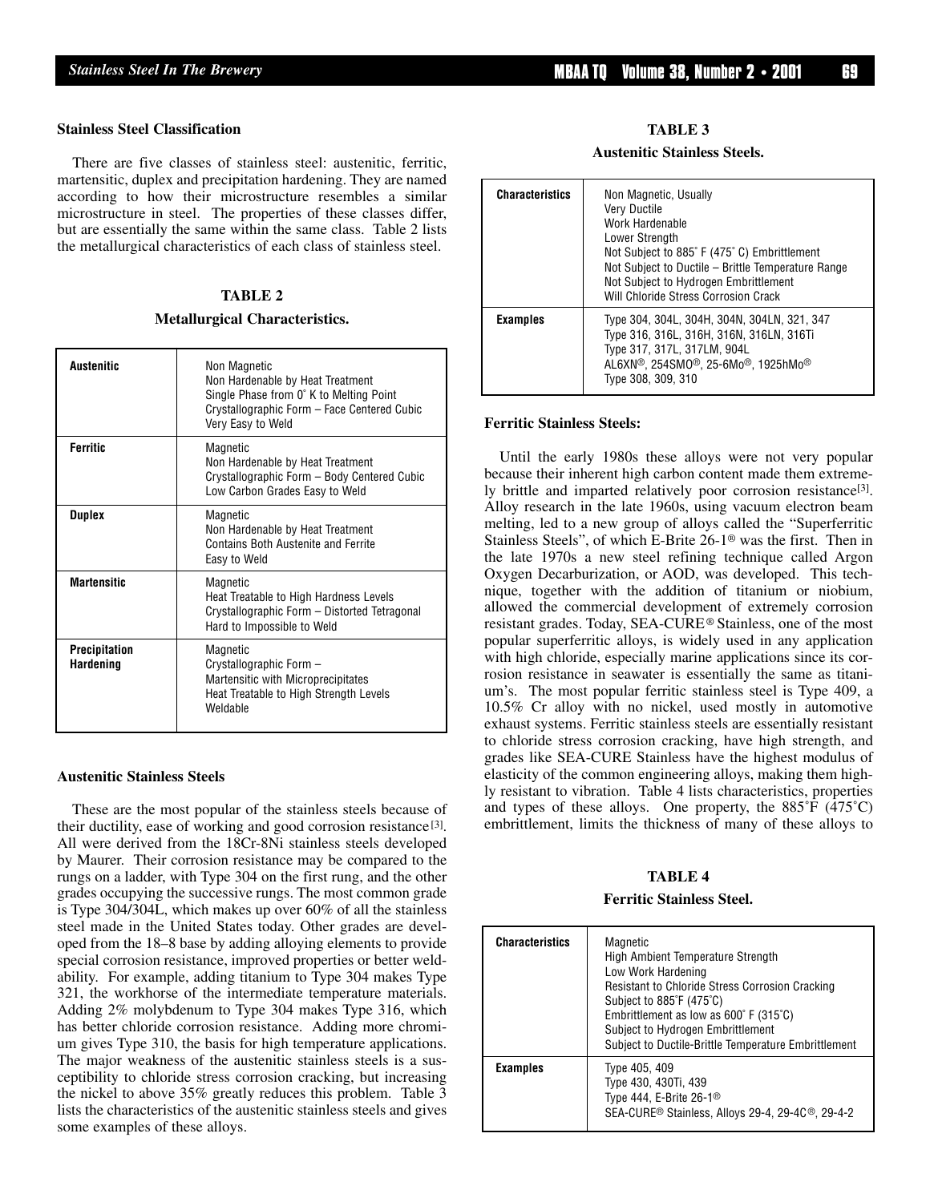### Stainless Steel Classification

There are five classes of stainless steel: austenitic, ferritic, martensitic, duplex and precipitation hardening. They are named according to how their microstructure resembles a similar microstructure in steel. The properties of these classes differ, but are essentially the same within the same class. Table 2 lists the metallurgical characteristics of each class of stainless steel.

**TABLE 2**

**Metallurgical Characteristics.**

| | |
|---|---|
| **Austenitic** | Non Magnetic<br>Non Hardenable by Heat Treatment<br>Single Phase from 0° K to Melting Point<br>Crystallographic Form – Face Centered Cubic<br>Very Easy to Weld |
| **Ferritic** | Magnetic<br>Non Hardenable by Heat Treatment<br>Crystallographic Form – Body Centered Cubic<br>Low Carbon Grades Easy to Weld |
| **Duplex** | Magnetic<br>Non Hardenable by Heat Treatment<br>Contains Both Austenite and Ferrite<br>Easy to Weld |
| **Martensitic** | Magnetic<br>Heat Treatable to High Hardness Levels<br>Crystallographic Form – Distorted Tetragonal<br>Hard to Impossible to Weld |
| **Precipitation Hardening** | Magnetic<br>Crystallographic Form –<br>Martensitic with Microprecipitates<br>Heat Treatable to High Strength Levels<br>Weldable |

### Austenitic Stainless Steels

These are the most popular of the stainless steels because of their ductility, ease of working and good corrosion resistance[3]. All were derived from the 18Cr-8Ni stainless steels developed by Maurer. Their corrosion resistance may be compared to the rungs on a ladder, with Type 304 on the first rung, and the other grades occupying the successive rungs. The most common grade is Type 304/304L, which makes up over 60% of all the stainless steel made in the United States today. Other grades are developed from the 18–8 base by adding alloying elements to provide special corrosion resistance, improved properties or better weldability. For example, adding titanium to Type 304 makes Type 321, the workhorse of the intermediate temperature materials. Adding 2% molybdenum to Type 304 makes Type 316, which has better chloride corrosion resistance. Adding more chromium gives Type 310, the basis for high temperature applications. The major weakness of the austenitic stainless steels is a susceptibility to chloride stress corrosion cracking, but increasing the nickel to above 35% greatly reduces this problem. Table 3 lists the characteristics of the austenitic stainless steels and gives some examples of these alloys.

**TABLE 3**

**Austenitic Stainless Steels.**

| | |
|---|---|
| **Characteristics** | Non Magnetic, Usually<br>Very Ductile<br>Work Hardenable<br>Lower Strength<br>Not Subject to 885° F (475° C) Embrittlement<br>Not Subject to Ductile – Brittle Temperature Range<br>Not Subject to Hydrogen Embrittlement<br>Will Chloride Stress Corrosion Crack |
| **Examples** | Type 304, 304L, 304H, 304N, 304LN, 321, 347<br>Type 316, 316L, 316H, 316N, 316LN, 316Ti<br>Type 317, 317L, 317LM, 904L<br>AL6XN®, 254SMO®, 25-6Mo®, 1925hMo®<br>Type 308, 309, 310 |

### Ferritic Stainless Steels:

Until the early 1980s these alloys were not very popular because their inherent high carbon content made them extremely brittle and imparted relatively poor corrosion resistance[3]. Alloy research in the late 1960s, using vacuum electron beam melting, led to a new group of alloys called the "Superferritic Stainless Steels", of which E-Brite 26-1® was the first. Then in the late 1970s a new steel refining technique called Argon Oxygen Decarburization, or AOD, was developed. This technique, together with the addition of titanium or niobium, allowed the commercial development of extremely corrosion resistant grades. Today, SEA-CURE® Stainless, one of the most popular superferritic alloys, is widely used in any application with high chloride, especially marine applications since its corrosion resistance in seawater is essentially the same as titanium's. The most popular ferritic stainless steel is Type 409, a 10.5% Cr alloy with no nickel, used mostly in automotive exhaust systems. Ferritic stainless steels are essentially resistant to chloride stress corrosion cracking, have high strength, and grades like SEA-CURE Stainless have the highest modulus of elasticity of the common engineering alloys, making them highly resistant to vibration. Table 4 lists characteristics, properties and types of these alloys. One property, the 885°F (475°C) embrittlement, limits the thickness of many of these alloys to

**TABLE 4**

**Ferritic Stainless Steel.**

| | |
|---|---|
| **Characteristics** | Magnetic<br>High Ambient Temperature Strength<br>Low Work Hardening<br>Resistant to Chloride Stress Corrosion Cracking<br>Subject to 885°F (475°C)<br>Embrittlement as low as 600° F (315°C)<br>Subject to Hydrogen Embrittlement<br>Subject to Ductile-Brittle Temperature Embrittlement |
| **Examples** | Type 405, 409<br>Type 430, 430Ti, 439<br>Type 444, E-Brite 26-1®<br>SEA-CURE® Stainless, Alloys 29-4, 29-4C®, 29-4-2 |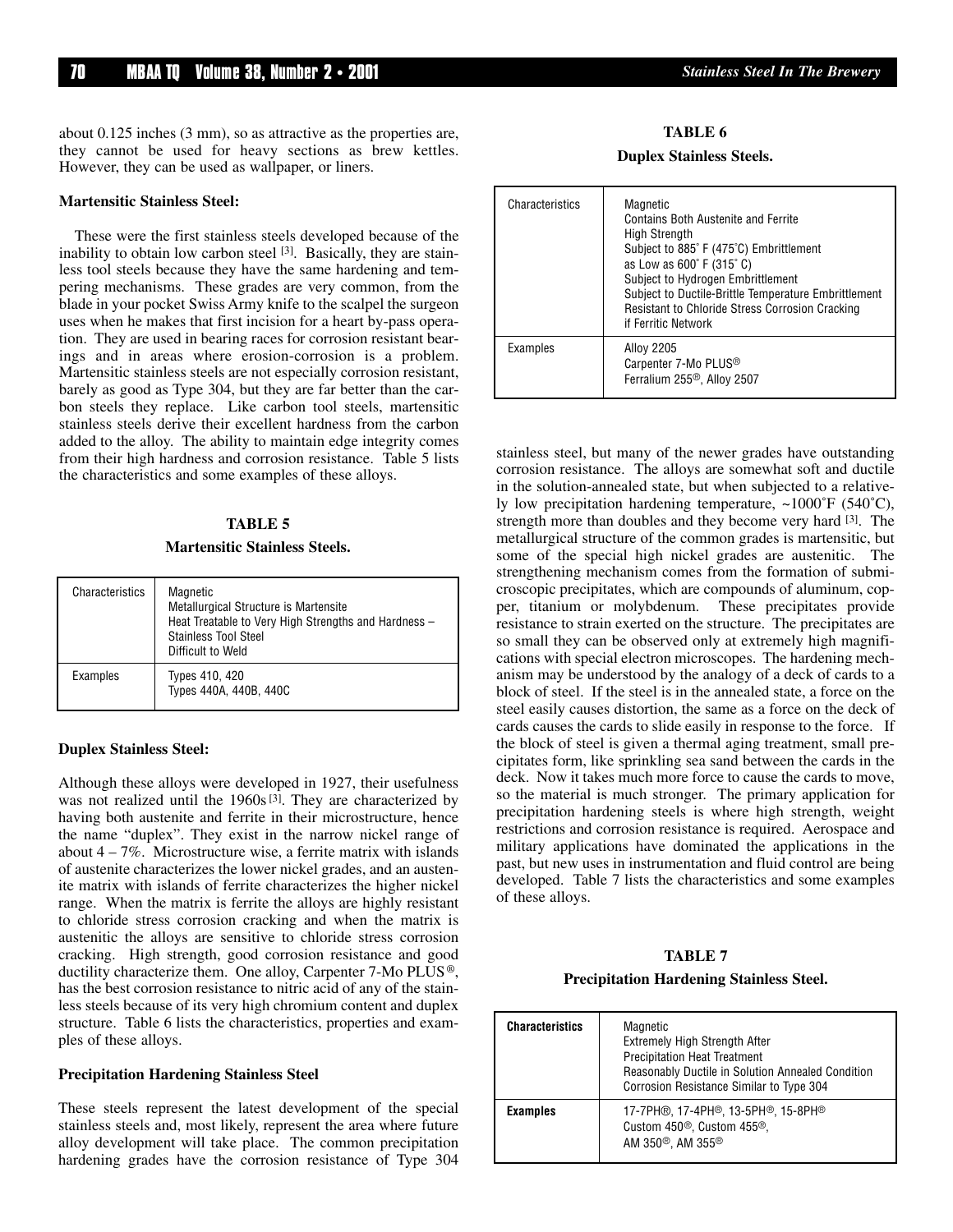about 0.125 inches (3 mm), so as attractive as the properties are, they cannot be used for heavy sections as brew kettles. However, they can be used as wallpaper, or liners.

**Martensitic Stainless Steel:**

These were the first stainless steels developed because of the inability to obtain low carbon steel [3]. Basically, they are stainless tool steels because they have the same hardening and tempering mechanisms. These grades are very common, from the blade in your pocket Swiss Army knife to the scalpel the surgeon uses when he makes that first incision for a heart by-pass operation. They are used in bearing races for corrosion resistant bearings and in areas where erosion-corrosion is a problem. Martensitic stainless steels are not especially corrosion resistant, barely as good as Type 304, but they are far better than the carbon steels they replace. Like carbon tool steels, martensitic stainless steels derive their excellent hardness from the carbon added to the alloy. The ability to maintain edge integrity comes from their high hardness and corrosion resistance. Table 5 lists the characteristics and some examples of these alloys.

**TABLE 5**

**Martensitic Stainless Steels.**

| Characteristics | Magnetic<br>Metallurgical Structure is Martensite<br>Heat Treatable to Very High Strengths and Hardness – Stainless Tool Steel<br>Difficult to Weld |
|---|---|
| Examples | Types 410, 420<br>Types 440A, 440B, 440C |

**Duplex Stainless Steel:**

Although these alloys were developed in 1927, their usefulness was not realized until the 1960s [3]. They are characterized by having both austenite and ferrite in their microstructure, hence the name "duplex". They exist in the narrow nickel range of about 4 – 7%. Microstructure wise, a ferrite matrix with islands of austenite characterizes the lower nickel grades, and an austenite matrix with islands of ferrite characterizes the higher nickel range. When the matrix is ferrite the alloys are highly resistant to chloride stress corrosion cracking and when the matrix is austenitic the alloys are sensitive to chloride stress corrosion cracking. High strength, good corrosion resistance and good ductility characterize them. One alloy, Carpenter 7-Mo PLUS®, has the best corrosion resistance to nitric acid of any of the stainless steels because of its very high chromium content and duplex structure. Table 6 lists the characteristics, properties and examples of these alloys.

**TABLE 6**

**Duplex Stainless Steels.**

| Characteristics | Magnetic<br>Contains Both Austenite and Ferrite<br>High Strength<br>Subject to 885˚ F (475˚C) Embrittlement<br>as Low as 600˚ F (315˚ C)<br>Subject to Hydrogen Embrittlement<br>Subject to Ductile-Brittle Temperature Embrittlement<br>Resistant to Chloride Stress Corrosion Cracking<br>if Ferritic Network |
|---|---|
| Examples | Alloy 2205<br>Carpenter 7-Mo PLUS®<br>Ferralium 255®, Alloy 2507 |

**Precipitation Hardening Stainless Steel**

These steels represent the latest development of the special stainless steels and, most likely, represent the area where future alloy development will take place. The common precipitation hardening grades have the corrosion resistance of Type 304 stainless steel, but many of the newer grades have outstanding corrosion resistance. The alloys are somewhat soft and ductile in the solution-annealed state, but when subjected to a relatively low precipitation hardening temperature, ~1000˚F (540˚C), strength more than doubles and they become very hard [3]. The metallurgical structure of the common grades is martensitic, but some of the special high nickel grades are austenitic. The strengthening mechanism comes from the formation of submicroscopic precipitates, which are compounds of aluminum, copper, titanium or molybdenum. These precipitates provide resistance to strain exerted on the structure. The precipitates are so small they can be observed only at extremely high magnifications with special electron microscopes. The hardening mechanism may be understood by the analogy of a deck of cards to a block of steel. If the steel is in the annealed state, a force on the steel easily causes distortion, the same as a force on the deck of cards causes the cards to slide easily in response to the force. If the block of steel is given a thermal aging treatment, small precipitates form, like sprinkling sea sand between the cards in the deck. Now it takes much more force to cause the cards to move, so the material is much stronger. The primary application for precipitation hardening steels is where high strength, weight restrictions and corrosion resistance is required. Aerospace and military applications have dominated the applications in the past, but new uses in instrumentation and fluid control are being developed. Table 7 lists the characteristics and some examples of these alloys.

**TABLE 7**

**Precipitation Hardening Stainless Steel.**

| **Characteristics** | Magnetic<br>Extremely High Strength After<br>Precipitation Heat Treatment<br>Reasonably Ductile in Solution Annealed Condition<br>Corrosion Resistance Similar to Type 304 |
|---|---|
| **Examples** | 17-7PH®, 17-4PH®, 13-5PH®, 15-8PH®<br>Custom 450®, Custom 455®,<br>AM 350®, AM 355® |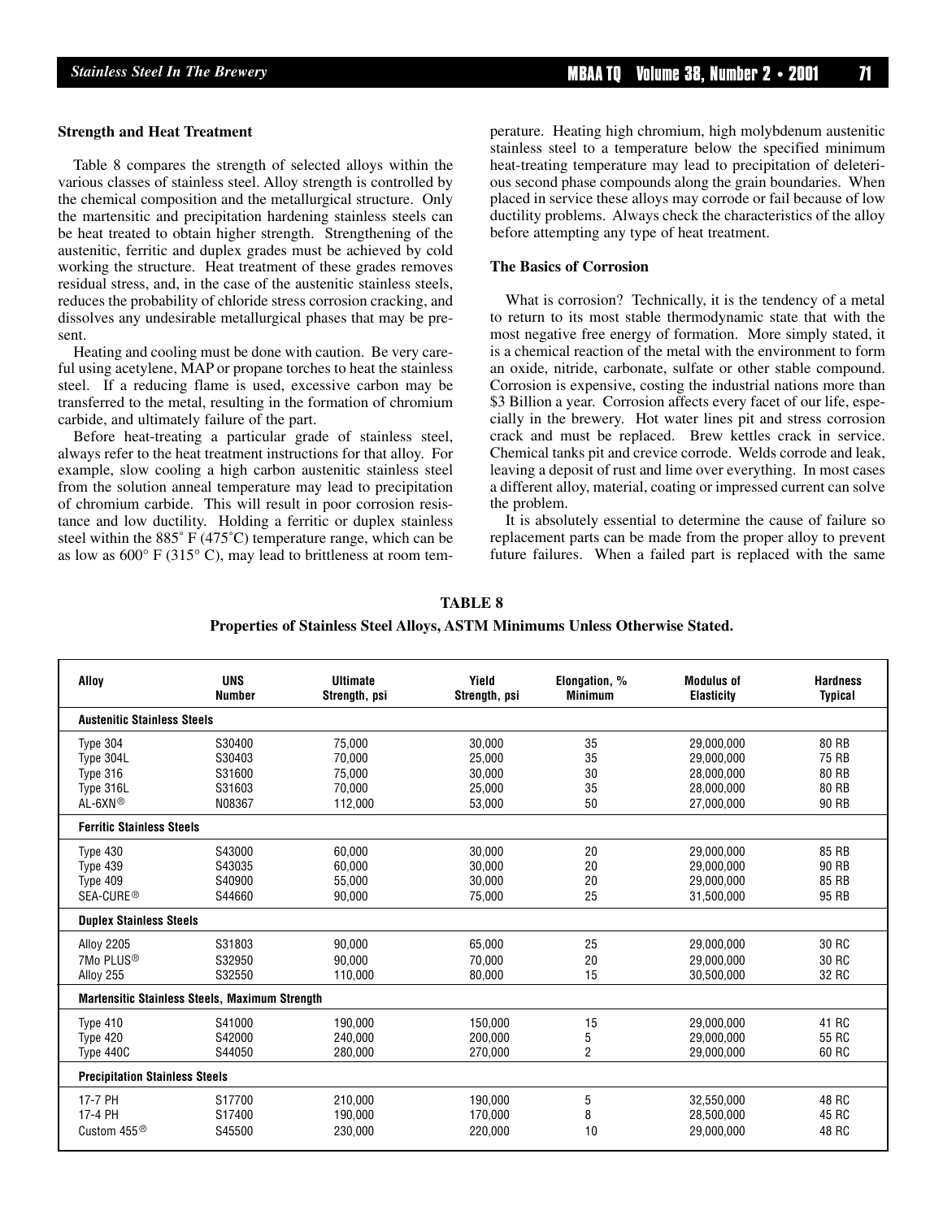### Strength and Heat Treatment

Table 8 compares the strength of selected alloys within the various classes of stainless steel. Alloy strength is controlled by the chemical composition and the metallurgical structure. Only the martensitic and precipitation hardening stainless steels can be heat treated to obtain higher strength. Strengthening of the austenitic, ferritic and duplex grades must be achieved by cold working the structure. Heat treatment of these grades removes residual stress, and, in the case of the austenitic stainless steels, reduces the probability of chloride stress corrosion cracking, and dissolves any undesirable metallurgical phases that may be present.

Heating and cooling must be done with caution. Be very careful using acetylene, MAP or propane torches to heat the stainless steel. If a reducing flame is used, excessive carbon may be transferred to the metal, resulting in the formation of chromium carbide, and ultimately failure of the part.

Before heat-treating a particular grade of stainless steel, always refer to the heat treatment instructions for that alloy. For example, slow cooling a high carbon austenitic stainless steel from the solution anneal temperature may lead to precipitation of chromium carbide. This will result in poor corrosion resistance and low ductility. Holding a ferritic or duplex stainless steel within the 885˚ F (475˚C) temperature range, which can be as low as 600° F (315° C), may lead to brittleness at room temperature. Heating high chromium, high molybdenum austenitic stainless steel to a temperature below the specified minimum heat-treating temperature may lead to precipitation of deleterious second phase compounds along the grain boundaries. When placed in service these alloys may corrode or fail because of low ductility problems. Always check the characteristics of the alloy before attempting any type of heat treatment.

### The Basics of Corrosion

What is corrosion? Technically, it is the tendency of a metal to return to its most stable thermodynamic state that with the most negative free energy of formation. More simply stated, it is a chemical reaction of the metal with the environment to form an oxide, nitride, carbonate, sulfate or other stable compound. Corrosion is expensive, costing the industrial nations more than $3 Billion a year. Corrosion affects every facet of our life, especially in the brewery. Hot water lines pit and stress corrosion crack and must be replaced. Brew kettles crack in service. Chemical tanks pit and crevice corrode. Welds corrode and leak, leaving a deposit of rust and lime over everything. In most cases a different alloy, material, coating or impressed current can solve the problem.

It is absolutely essential to determine the cause of failure so replacement parts can be made from the proper alloy to prevent future failures. When a failed part is replaced with the same

**TABLE 8**

**Properties of Stainless Steel Alloys, ASTM Minimums Unless Otherwise Stated.**

| Alloy | UNS Number | Ultimate Strength, psi | Yield Strength, psi | Elongation, % Minimum | Modulus of Elasticity | Hardness Typical |
|---|---|---|---|---|---|---|
| **Austenitic Stainless Steels** | | | | | | |
| Type 304 | S30400 | 75,000 | 30,000 | 35 | 29,000,000 | 80 RB |
| Type 304L | S30403 | 70,000 | 25,000 | 35 | 29,000,000 | 75 RB |
| Type 316 | S31600 | 75,000 | 30,000 | 30 | 28,000,000 | 80 RB |
| Type 316L | S31603 | 70,000 | 25,000 | 35 | 28,000,000 | 80 RB |
| AL-6XN® | N08367 | 112,000 | 53,000 | 50 | 27,000,000 | 90 RB |
| **Ferritic Stainless Steels** | | | | | | |
| Type 430 | S43000 | 60,000 | 30,000 | 20 | 29,000,000 | 85 RB |
| Type 439 | S43035 | 60,000 | 30,000 | 20 | 29,000,000 | 90 RB |
| Type 409 | S40900 | 55,000 | 30,000 | 20 | 29,000,000 | 85 RB |
| SEA-CURE® | S44660 | 90,000 | 75,000 | 25 | 31,500,000 | 95 RB |
| **Duplex Stainless Steels** | | | | | | |
| Alloy 2205 | S31803 | 90,000 | 65,000 | 25 | 29,000,000 | 30 RC |
| 7Mo PLUS® | S32950 | 90,000 | 70,000 | 20 | 29,000,000 | 30 RC |
| Alloy 255 | S32550 | 110,000 | 80,000 | 15 | 30,500,000 | 32 RC |
| **Martensitic Stainless Steels, Maximum Strength** | | | | | | |
| Type 410 | S41000 | 190,000 | 150,000 | 15 | 29,000,000 | 41 RC |
| Type 420 | S42000 | 240,000 | 200,000 | 5 | 29,000,000 | 55 RC |
| Type 440C | S44050 | 280,000 | 270,000 | 2 | 29,000,000 | 60 RC |
| **Precipitation Stainless Steels** | | | | | | |
| 17-7 PH | S17700 | 210,000 | 190,000 | 5 | 32,550,000 | 48 RC |
| 17-4 PH | S17400 | 190,000 | 170,000 | 8 | 28,500,000 | 45 RC |
| Custom 455® | S45500 | 230,000 | 220,000 | 10 | 29,000,000 | 48 RC |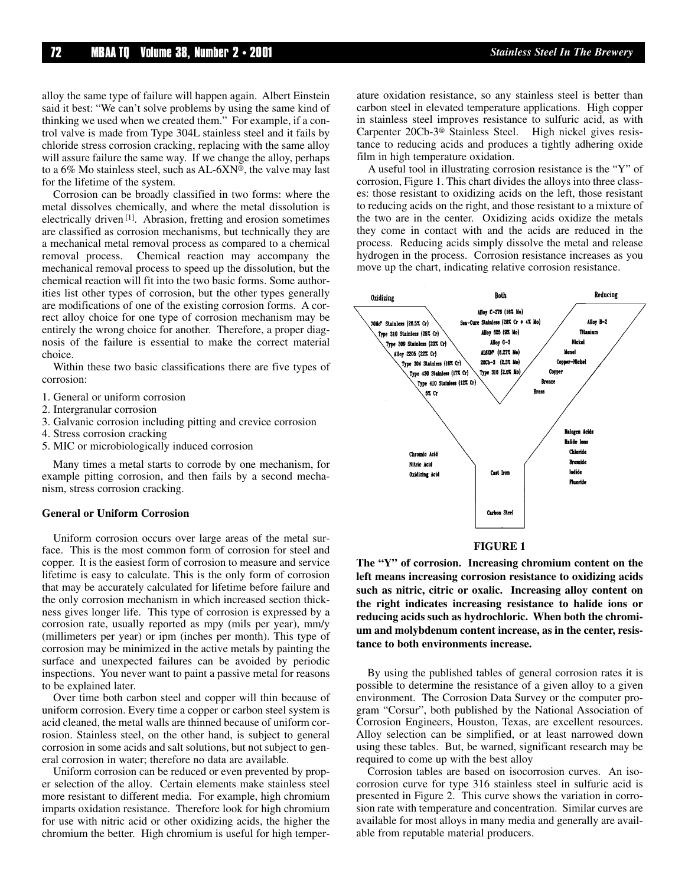alloy the same type of failure will happen again. Albert Einstein said it best: "We can't solve problems by using the same kind of thinking we used when we created them." For example, if a control valve is made from Type 304L stainless steel and it fails by chloride stress corrosion cracking, replacing with the same alloy will assure failure the same way. If we change the alloy, perhaps to a 6% Mo stainless steel, such as AL-6XN®, the valve may last for the lifetime of the system.

Corrosion can be broadly classified in two forms: where the metal dissolves chemically, and where the metal dissolution is electrically driven [1]. Abrasion, fretting and erosion sometimes are classified as corrosion mechanisms, but technically they are a mechanical metal removal process as compared to a chemical removal process. Chemical reaction may accompany the mechanical removal process to speed up the dissolution, but the chemical reaction will fit into the two basic forms. Some authorities list other types of corrosion, but the other types generally are modifications of one of the existing corrosion forms. A correct alloy choice for one type of corrosion mechanism may be entirely the wrong choice for another. Therefore, a proper diagnosis of the failure is essential to make the correct material choice.

Within these two basic classifications there are five types of corrosion:

1. General or uniform corrosion
2. Intergranular corrosion
3. Galvanic corrosion including pitting and crevice corrosion
4. Stress corrosion cracking
5. MIC or microbiologically induced corrosion

Many times a metal starts to corrode by one mechanism, for example pitting corrosion, and then fails by a second mechanism, stress corrosion cracking.

**General or Uniform Corrosion**

Uniform corrosion occurs over large areas of the metal surface. This is the most common form of corrosion for steel and copper. It is the easiest form of corrosion to measure and service lifetime is easy to calculate. This is the only form of corrosion that may be accurately calculated for lifetime before failure and the only corrosion mechanism in which increased section thickness gives longer life. This type of corrosion is expressed by a corrosion rate, usually reported as mpy (mils per year), mm/y (millimeters per year) or ipm (inches per month). This type of corrosion may be minimized in the active metals by painting the surface and unexpected failures can be avoided by periodic inspections. You never want to paint a passive metal for reasons to be explained later.

Over time both carbon steel and copper will thin because of uniform corrosion. Every time a copper or carbon steel system is acid cleaned, the metal walls are thinned because of uniform corrosion. Stainless steel, on the other hand, is subject to general corrosion in some acids and salt solutions, but not subject to general corrosion in water; therefore no data are available.

Uniform corrosion can be reduced or even prevented by proper selection of the alloy. Certain elements make stainless steel more resistant to different media. For example, high chromium imparts oxidation resistance. Therefore look for high chromium for use with nitric acid or other oxidizing acids, the higher the chromium the better. High chromium is useful for high temperature oxidation resistance, so any stainless steel is better than carbon steel in elevated temperature applications. High copper in stainless steel improves resistance to sulfuric acid, as with Carpenter 20Cb-3® Stainless Steel. High nickel gives resistance to reducing acids and produces a tightly adhering oxide film in high temperature oxidation.

A useful tool in illustrating corrosion resistance is the "Y" of corrosion, Figure 1. This chart divides the alloys into three classes: those resistant to oxidizing acids on the left, those resistant to reducing acids on the right, and those resistant to a mixture of the two are in the center. Oxidizing acids oxidize the metals they come in contact with and the acids are reduced in the process. Reducing acids simply dissolve the metal and release hydrogen in the process. Corrosion resistance increases as you move up the chart, indicating relative corrosion resistance.

Oxidizing: 70Mo* Stainless (26.5% Cr), Type 310 Stainless (25% Cr), Type 309 Stainless (23% Cr), Alloy 2205 (22% Cr), Type 304 Stainless (18% Cr), Type 430 Stainless (17% Cr), Type 410 Stainless (12% Cr), 5% Cr

Both: Alloy C-276 (16% Mo), Sea-Cure Stainless (28% Cr + 4% Mo), Alloy 625 (9% Mo), Alloy G-3, AL6XN® (6.27% Mo), 20Cb-3 (2.3% Mo), Type 316 (2.0% Mo)

Reducing: Alloy B-2, Titanium, Nickel, Monel, Copper-Nickel, Copper, Bronze, Brass

Chromic Acid, Nitric Acid, Oxidizing Acid

Cast Iron

Carbon Steel

Halogen Acids, Halide Ions, Chloride, Bromide, Iodide, Fluoride

**FIGURE 1**

**The "Y" of corrosion. Increasing chromium content on the left means increasing corrosion resistance to oxidizing acids such as nitric, citric or oxalic. Increasing alloy content on the right indicates increasing resistance to halide ions or reducing acids such as hydrochloric. When both the chromium and molybdenum content increase, as in the center, resistance to both environments increase.**

By using the published tables of general corrosion rates it is possible to determine the resistance of a given alloy to a given environment. The Corrosion Data Survey or the computer program "Corsur", both published by the National Association of Corrosion Engineers, Houston, Texas, are excellent resources. Alloy selection can be simplified, or at least narrowed down using these tables. But, be warned, significant research may be required to come up with the best alloy

Corrosion tables are based on isocorrosion curves. An isocorrosion curve for type 316 stainless steel in sulfuric acid is presented in Figure 2. This curve shows the variation in corrosion rate with temperature and concentration. Similar curves are available for most alloys in many media and generally are available from reputable material producers.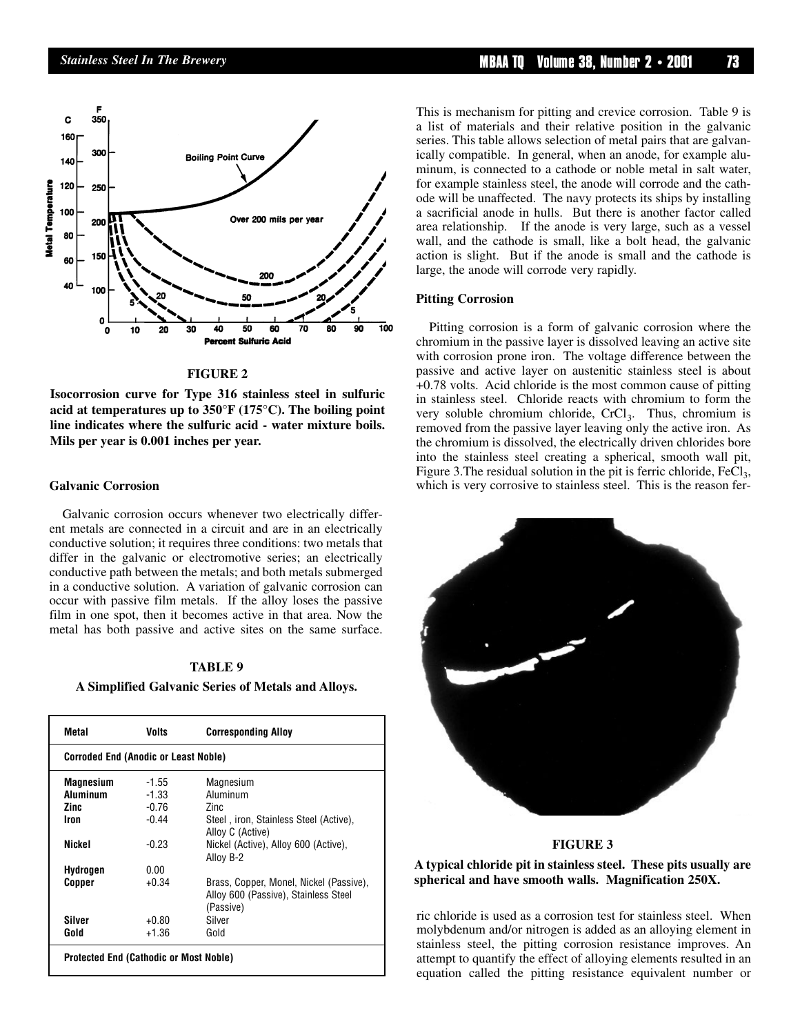**FIGURE 2**

**Isocorrosion curve for Type 316 stainless steel in sulfuric acid at temperatures up to 350°F (175°C). The boiling point line indicates where the sulfuric acid - water mixture boils. Mils per year is 0.001 inches per year.**

### Galvanic Corrosion

Galvanic corrosion occurs whenever two electrically different metals are connected in a circuit and are in an electrically conductive solution; it requires three conditions: two metals that differ in the galvanic or electromotive series; an electrically conductive path between the metals; and both metals submerged in a conductive solution. A variation of galvanic corrosion can occur with passive film metals. If the alloy loses the passive film in one spot, then it becomes active in that area. Now the metal has both passive and active sites on the same surface.

This is mechanism for pitting and crevice corrosion. Table 9 is a list of materials and their relative position in the galvanic series. This table allows selection of metal pairs that are galvanically compatible. In general, when an anode, for example aluminum, is connected to a cathode or noble metal in salt water, for example stainless steel, the anode will corrode and the cathode will be unaffected. The navy protects its ships by installing a sacrificial anode in hulls. But there is another factor called area relationship. If the anode is very large, such as a vessel wall, and the cathode is small, like a bolt head, the galvanic action is slight. But if the anode is small and the cathode is large, the anode will corrode very rapidly.

**TABLE 9**

**A Simplified Galvanic Series of Metals and Alloys.**

| Metal | Volts | Corresponding Alloy |
|---|---|---|
| **Corroded End (Anodic or Least Noble)** | | |
| **Magnesium** | -1.55 | Magnesium |
| **Aluminum** | -1.33 | Aluminum |
| **Zinc** | -0.76 | Zinc |
| **Iron** | -0.44 | Steel , iron, Stainless Steel (Active), Alloy C (Active) |
| **Nickel** | -0.23 | Nickel (Active), Alloy 600 (Active), Alloy B-2 |
| **Hydrogen** | 0.00 | |
| **Copper** | +0.34 | Brass, Copper, Monel, Nickel (Passive), Alloy 600 (Passive), Stainless Steel (Passive) |
| **Silver** | +0.80 | Silver |
| **Gold** | +1.36 | Gold |
| **Protected End (Cathodic or Most Noble)** | | |

### Pitting Corrosion

Pitting corrosion is a form of galvanic corrosion where the chromium in the passive layer is dissolved leaving an active site with corrosion prone iron. The voltage difference between the passive and active layer on austenitic stainless steel is about +0.78 volts. Acid chloride is the most common cause of pitting in stainless steel. Chloride reacts with chromium to form the very soluble chromium chloride, $CrCl_3$. Thus, chromium is removed from the passive layer leaving only the active iron. As the chromium is dissolved, the electrically driven chlorides bore into the stainless steel creating a spherical, smooth wall pit, Figure 3.The residual solution in the pit is ferric chloride, $FeCl_3$, which is very corrosive to stainless steel. This is the reason ferric chloride is used as a corrosion test for stainless steel. When molybdenum and/or nitrogen is added as an alloying element in stainless steel, the pitting corrosion resistance improves. An attempt to quantify the effect of alloying elements resulted in an equation called the pitting resistance equivalent number or

**FIGURE 3**

**A typical chloride pit in stainless steel. These pits usually are spherical and have smooth walls. Magnification 250X.**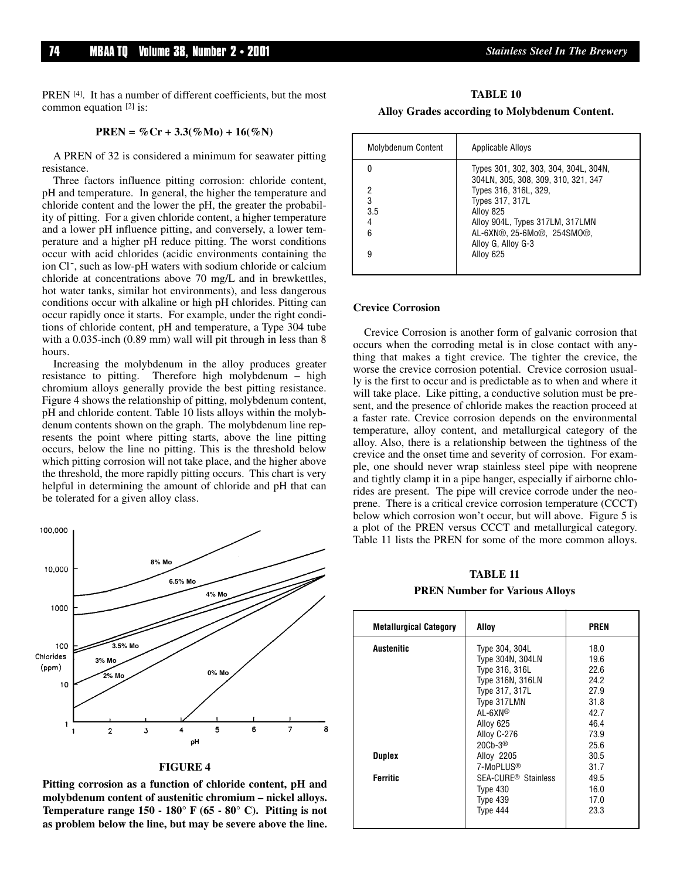PREN [4]. It has a number of different coefficients, but the most common equation [2] is:

$$\textbf{PREN} = \%Cr + 3.3(\%Mo) + 16(\%N)$$

A PREN of 32 is considered a minimum for seawater pitting resistance.

Three factors influence pitting corrosion: chloride content, pH and temperature. In general, the higher the temperature and chloride content and the lower the pH, the greater the probability of pitting. For a given chloride content, a higher temperature and a lower pH influence pitting, and conversely, a lower temperature and a higher pH reduce pitting. The worst conditions occur with acid chlorides (acidic environments containing the ion $Cl^-$, such as low-pH waters with sodium chloride or calcium chloride at concentrations above 70 mg/L and in brewkettles, hot water tanks, similar hot environments), and less dangerous conditions occur with alkaline or high pH chlorides. Pitting can occur rapidly once it starts. For example, under the right conditions of chloride content, pH and temperature, a Type 304 tube with a 0.035-inch (0.89 mm) wall will pit through in less than 8 hours.

Increasing the molybdenum in the alloy produces greater resistance to pitting. Therefore high molybdenum – high chromium alloys generally provide the best pitting resistance. Figure 4 shows the relationship of pitting, molybdenum content, pH and chloride content. Table 10 lists alloys within the molybdenum contents shown on the graph. The molybdenum line represents the point where pitting starts, above the line pitting occurs, below the line no pitting. This is the threshold below which pitting corrosion will not take place, and the higher above the threshold, the more rapidly pitting occurs. This chart is very helpful in determining the amount of chloride and pH that can be tolerated for a given alloy class.

**FIGURE 4**

**Pitting corrosion as a function of chloride content, pH and molybdenum content of austenitic chromium – nickel alloys. Temperature range 150 - 180° F (65 - 80° C). Pitting is not as problem below the line, but may be severe above the line.**

**TABLE 10**

**Alloy Grades according to Molybdenum Content.**

| Molybdenum Content | Applicable Alloys |
|---|---|
| 0 | Types 301, 302, 303, 304, 304L, 304N, 304LN, 305, 308, 309, 310, 321, 347 |
| 2 | Types 316, 316L, 329, |
| 3 | Types 317, 317L |
| 3.5 | Alloy 825 |
| 4 | Alloy 904L, Types 317LM, 317LMN |
| 6 | AL-6XN®, 25-6Mo®, 254SMO®, Alloy G, Alloy G-3 |
| 9 | Alloy 625 |

### Crevice Corrosion

Crevice Corrosion is another form of galvanic corrosion that occurs when the corroding metal is in close contact with anything that makes a tight crevice. The tighter the crevice, the worse the crevice corrosion potential. Crevice corrosion usually is the first to occur and is predictable as to when and where it will take place. Like pitting, a conductive solution must be present, and the presence of chloride makes the reaction proceed at a faster rate. Crevice corrosion depends on the environmental temperature, alloy content, and metallurgical category of the alloy. Also, there is a relationship between the tightness of the crevice and the onset time and severity of corrosion. For example, one should never wrap stainless steel pipe with neoprene and tightly clamp it in a pipe hanger, especially if airborne chlorides are present. The pipe will crevice corrode under the neoprene. There is a critical crevice corrosion temperature (CCCT) below which corrosion won't occur, but will above. Figure 5 is a plot of the PREN versus CCCT and metallurgical category. Table 11 lists the PREN for some of the more common alloys.

**TABLE 11**

**PREN Number for Various Alloys**

| Metallurgical Category | Alloy | PREN |
|---|---|---|
| **Austenitic** | Type 304, 304L | 18.0 |
| | Type 304N, 304LN | 19.6 |
| | Type 316, 316L | 22.6 |
| | Type 316N, 316LN | 24.2 |
| | Type 317, 317L | 27.9 |
| | Type 317LMN | 31.8 |
| | AL-6XN® | 42.7 |
| | Alloy 625 | 46.4 |
| | Alloy C-276 | 73.9 |
| | 20Cb-3® | 25.6 |
| **Duplex** | Alloy 2205 | 30.5 |
| | 7-MoPLUS® | 31.7 |
| **Ferritic** | SEA-CURE® Stainless | 49.5 |
| | Type 430 | 16.0 |
| | Type 439 | 17.0 |
| | Type 444 | 23.3 |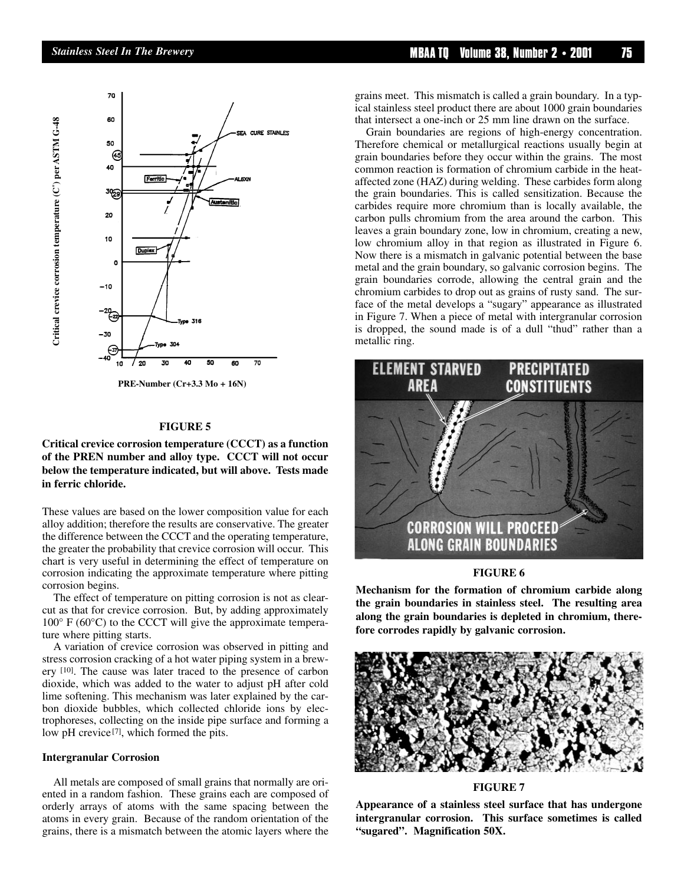**FIGURE 5**

**Critical crevice corrosion temperature (CCCT) as a function of the PREN number and alloy type. CCCT will not occur below the temperature indicated, but will above. Tests made in ferric chloride.**

These values are based on the lower composition value for each alloy addition; therefore the results are conservative. The greater the difference between the CCCT and the operating temperature, the greater the probability that crevice corrosion will occur. This chart is very useful in determining the effect of temperature on corrosion indicating the approximate temperature where pitting corrosion begins.

The effect of temperature on pitting corrosion is not as clear-cut as that for crevice corrosion. But, by adding approximately 100° F (60°C) to the CCCT will give the approximate temperature where pitting starts.

A variation of crevice corrosion was observed in pitting and stress corrosion cracking of a hot water piping system in a brewery [10]. The cause was later traced to the presence of carbon dioxide, which was added to the water to adjust pH after cold lime softening. This mechanism was later explained by the carbon dioxide bubbles, which collected chloride ions by electrophoreses, collecting on the inside pipe surface and forming a low pH crevice [7], which formed the pits.

### Intergranular Corrosion

All metals are composed of small grains that normally are oriented in a random fashion. These grains each are composed of orderly arrays of atoms with the same spacing between the atoms in every grain. Because of the random orientation of the grains, there is a mismatch between the atomic layers where the grains meet. This mismatch is called a grain boundary. In a typical stainless steel product there are about 1000 grain boundaries that intersect a one-inch or 25 mm line drawn on the surface.

Grain boundaries are regions of high-energy concentration. Therefore chemical or metallurgical reactions usually begin at grain boundaries before they occur within the grains. The most common reaction is formation of chromium carbide in the heat-affected zone (HAZ) during welding. These carbides form along the grain boundaries. This is called sensitization. Because the carbides require more chromium than is locally available, the carbon pulls chromium from the area around the carbon. This leaves a grain boundary zone, low in chromium, creating a new, low chromium alloy in that region as illustrated in Figure 6. Now there is a mismatch in galvanic potential between the base metal and the grain boundary, so galvanic corrosion begins. The grain boundaries corrode, allowing the central grain and the chromium carbides to drop out as grains of rusty sand. The surface of the metal develops a "sugary" appearance as illustrated in Figure 7. When a piece of metal with intergranular corrosion is dropped, the sound made is of a dull "thud" rather than a metallic ring.

**FIGURE 6**

**Mechanism for the formation of chromium carbide along the grain boundaries in stainless steel. The resulting area along the grain boundaries is depleted in chromium, therefore corrodes rapidly by galvanic corrosion.**

**FIGURE 7**

**Appearance of a stainless steel surface that has undergone intergranular corrosion. This surface sometimes is called "sugared". Magnification 50X.**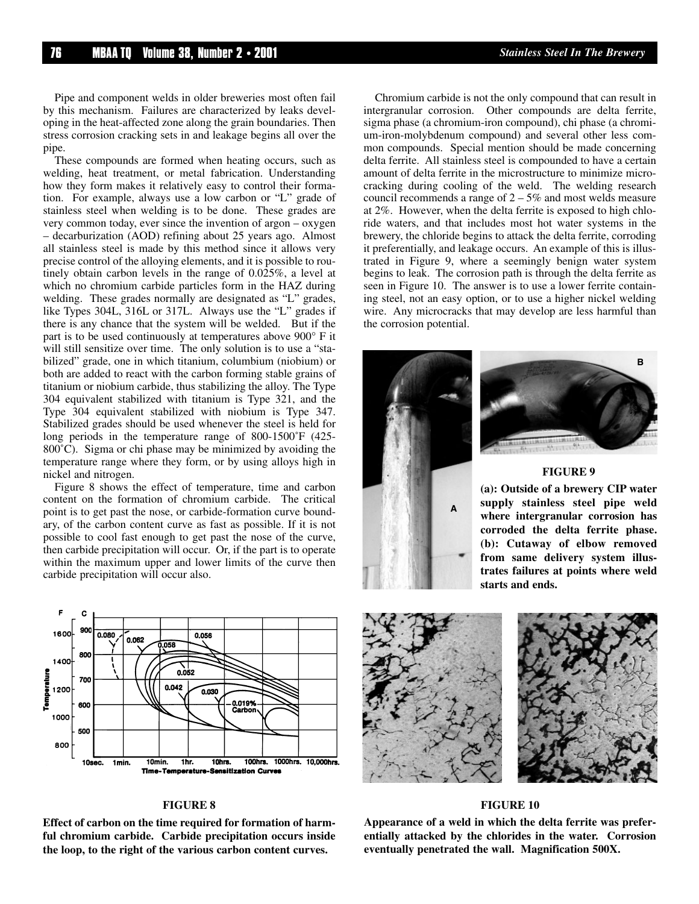Pipe and component welds in older breweries most often fail by this mechanism. Failures are characterized by leaks developing in the heat-affected zone along the grain boundaries. Then stress corrosion cracking sets in and leakage begins all over the pipe.

These compounds are formed when heating occurs, such as welding, heat treatment, or metal fabrication. Understanding how they form makes it relatively easy to control their formation. For example, always use a low carbon or "L" grade of stainless steel when welding is to be done. These grades are very common today, ever since the invention of argon – oxygen – decarburization (AOD) refining about 25 years ago. Almost all stainless steel is made by this method since it allows very precise control of the alloying elements, and it is possible to routinely obtain carbon levels in the range of 0.025%, a level at which no chromium carbide particles form in the HAZ during welding. These grades normally are designated as "L" grades, like Types 304L, 316L or 317L. Always use the "L" grades if there is any chance that the system will be welded. But if the part is to be used continuously at temperatures above 900° F it will still sensitize over time. The only solution is to use a "stabilized" grade, one in which titanium, columbium (niobium) or both are added to react with the carbon forming stable grains of titanium or niobium carbide, thus stabilizing the alloy. The Type 304 equivalent stabilized with titanium is Type 321, and the Type 304 equivalent stabilized with niobium is Type 347. Stabilized grades should be used whenever the steel is held for long periods in the temperature range of 800-1500˚F (425-800˚C). Sigma or chi phase may be minimized by avoiding the temperature range where they form, or by using alloys high in nickel and nitrogen.

Figure 8 shows the effect of temperature, time and carbon content on the formation of chromium carbide. The critical point is to get past the nose, or carbide-formation curve boundary, of the carbon content curve as fast as possible. If it is not possible to cool fast enough to get past the nose of the curve, then carbide precipitation will occur. Or, if the part is to operate within the maximum upper and lower limits of the curve then carbide precipitation will occur also.

**FIGURE 8**

**Effect of carbon on the time required for formation of harmful chromium carbide. Carbide precipitation occurs inside the loop, to the right of the various carbon content curves.**

Chromium carbide is not the only compound that can result in intergranular corrosion. Other compounds are delta ferrite, sigma phase (a chromium-iron compound), chi phase (a chromium-iron-molybdenum compound) and several other less common compounds. Special mention should be made concerning delta ferrite. All stainless steel is compounded to have a certain amount of delta ferrite in the microstructure to minimize microcracking during cooling of the weld. The welding research council recommends a range of 2 – 5% and most welds measure at 2%. However, when the delta ferrite is exposed to high chloride waters, and that includes most hot water systems in the brewery, the chloride begins to attack the delta ferrite, corroding it preferentially, and leakage occurs. An example of this is illustrated in Figure 9, where a seemingly benign water system begins to leak. The corrosion path is through the delta ferrite as seen in Figure 10. The answer is to use a lower ferrite containing steel, not an easy option, or to use a higher nickel welding wire. Any microcracks that may develop are less harmful than the corrosion potential.

**FIGURE 9**

**(a): Outside of a brewery CIP water supply stainless steel pipe weld where intergranular corrosion has corroded the delta ferrite phase. (b): Cutaway of elbow removed from same delivery system illustrates failures at points where weld starts and ends.**

**FIGURE 10**

**Appearance of a weld in which the delta ferrite was preferentially attacked by the chlorides in the water. Corrosion eventually penetrated the wall. Magnification 500X.**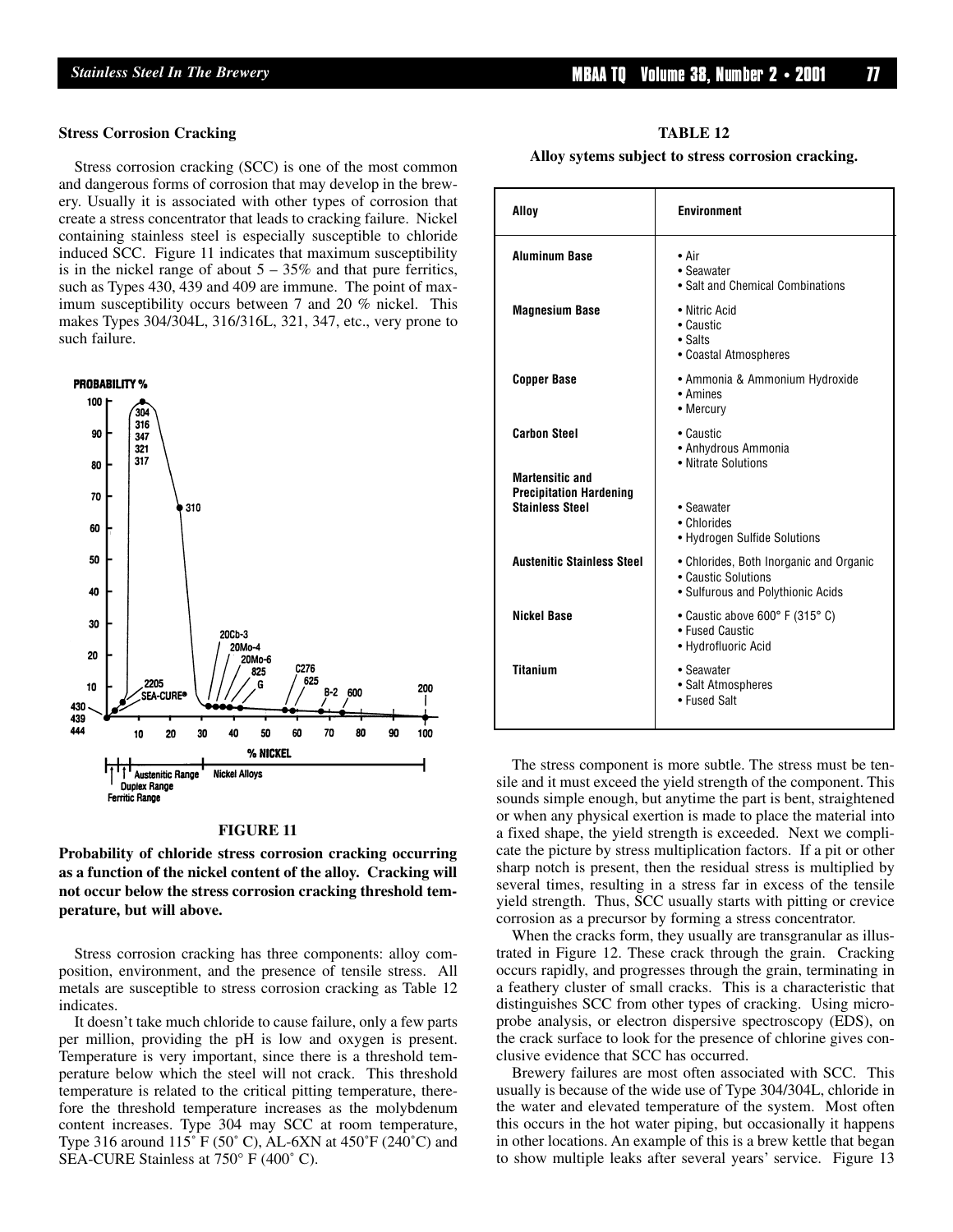### Stress Corrosion Cracking

Stress corrosion cracking (SCC) is one of the most common and dangerous forms of corrosion that may develop in the brewery. Usually it is associated with other types of corrosion that create a stress concentrator that leads to cracking failure. Nickel containing stainless steel is especially susceptible to chloride induced SCC. Figure 11 indicates that maximum susceptibility is in the nickel range of about 5 – 35% and that pure ferritics, such as Types 430, 439 and 409 are immune. The point of maximum susceptibility occurs between 7 and 20 % nickel. This makes Types 304/304L, 316/316L, 321, 347, etc., very prone to such failure.

**FIGURE 11**

**Probability of chloride stress corrosion cracking occurring as a function of the nickel content of the alloy. Cracking will not occur below the stress corrosion cracking threshold temperature, but will above.**

Stress corrosion cracking has three components: alloy composition, environment, and the presence of tensile stress. All metals are susceptible to stress corrosion cracking as Table 12 indicates.

It doesn't take much chloride to cause failure, only a few parts per million, providing the pH is low and oxygen is present. Temperature is very important, since there is a threshold temperature below which the steel will not crack. This threshold temperature is related to the critical pitting temperature, therefore the threshold temperature increases as the molybdenum content increases. Type 304 may SCC at room temperature, Type 316 around 115˚ F (50˚ C), AL-6XN at 450˚F (240˚C) and SEA-CURE Stainless at 750° F (400˚ C).

**TABLE 12**

**Alloy sytems subject to stress corrosion cracking.**

| Alloy | Environment |
|---|---|
| **Aluminum Base** | • Air<br>• Seawater<br>• Salt and Chemical Combinations |
| **Magnesium Base** | • Nitric Acid<br>• Caustic<br>• Salts<br>• Coastal Atmospheres |
| **Copper Base** | • Ammonia & Ammonium Hydroxide<br>• Amines<br>• Mercury |
| **Carbon Steel** | • Caustic<br>• Anhydrous Ammonia<br>• Nitrate Solutions |
| **Martensitic and Precipitation Hardening Stainless Steel** | • Seawater<br>• Chlorides<br>• Hydrogen Sulfide Solutions |
| **Austenitic Stainless Steel** | • Chlorides, Both Inorganic and Organic<br>• Caustic Solutions<br>• Sulfurous and Polythionic Acids |
| **Nickel Base** | • Caustic above 600° F (315° C)<br>• Fused Caustic<br>• Hydrofluoric Acid |
| **Titanium** | • Seawater<br>• Salt Atmospheres<br>• Fused Salt |

The stress component is more subtle. The stress must be tensile and it must exceed the yield strength of the component. This sounds simple enough, but anytime the part is bent, straightened or when any physical exertion is made to place the material into a fixed shape, the yield strength is exceeded. Next we complicate the picture by stress multiplication factors. If a pit or other sharp notch is present, then the residual stress is multiplied by several times, resulting in a stress far in excess of the tensile yield strength. Thus, SCC usually starts with pitting or crevice corrosion as a precursor by forming a stress concentrator.

When the cracks form, they usually are transgranular as illustrated in Figure 12. These crack through the grain. Cracking occurs rapidly, and progresses through the grain, terminating in a feathery cluster of small cracks. This is a characteristic that distinguishes SCC from other types of cracking. Using microprobe analysis, or electron dispersive spectroscopy (EDS), on the crack surface to look for the presence of chlorine gives conclusive evidence that SCC has occurred.

Brewery failures are most often associated with SCC. This usually is because of the wide use of Type 304/304L, chloride in the water and elevated temperature of the system. Most often this occurs in the hot water piping, but occasionally it happens in other locations. An example of this is a brew kettle that began to show multiple leaks after several years' service. Figure 13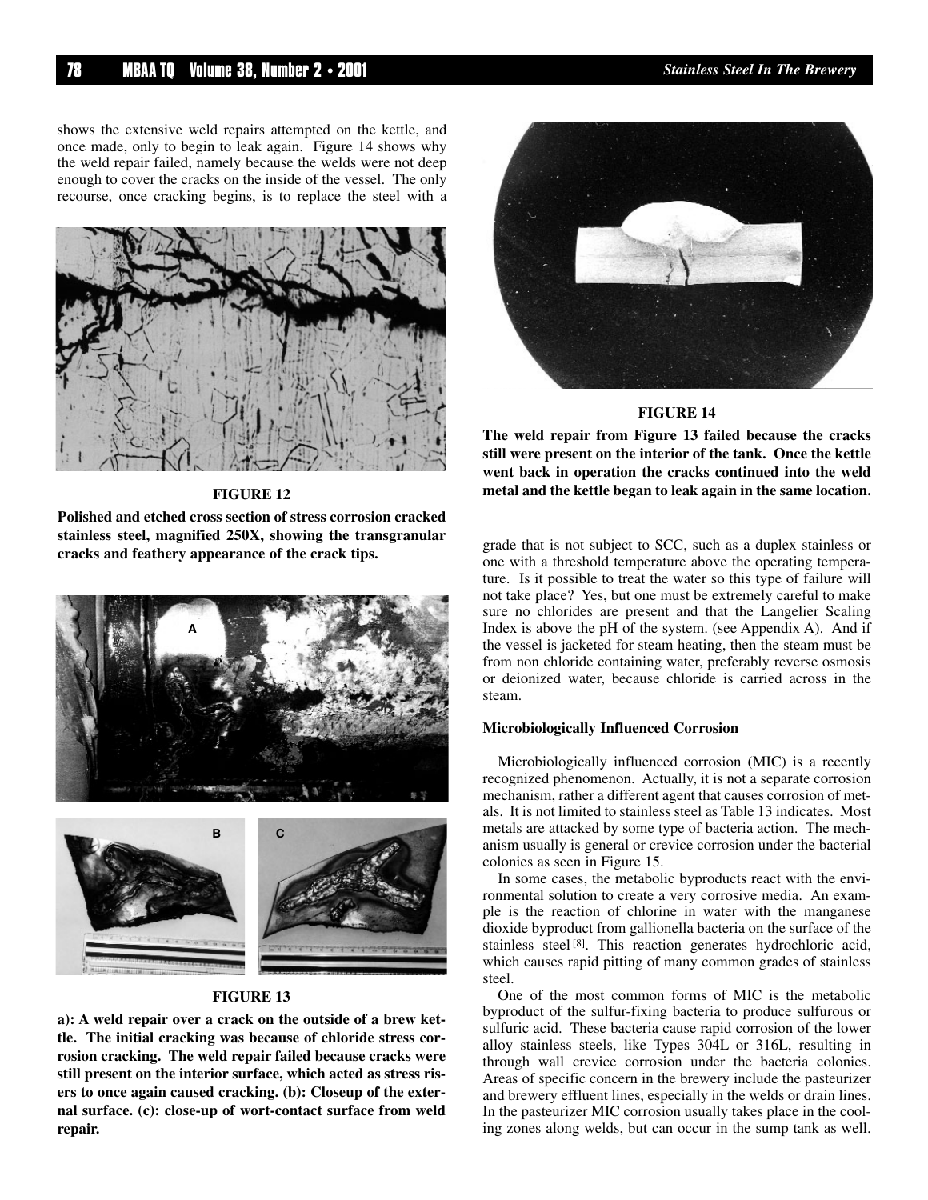shows the extensive weld repairs attempted on the kettle, and once made, only to begin to leak again. Figure 14 shows why the weld repair failed, namely because the welds were not deep enough to cover the cracks on the inside of the vessel. The only recourse, once cracking begins, is to replace the steel with a grade that is not subject to SCC, such as a duplex stainless or one with a threshold temperature above the operating temperature. Is it possible to treat the water so this type of failure will not take place? Yes, but one must be extremely careful to make sure no chlorides are present and that the Langelier Scaling Index is above the pH of the system. (see Appendix A). And if the vessel is jacketed for steam heating, then the steam must be from non chloride containing water, preferably reverse osmosis or deionized water, because chloride is carried across in the steam.

**FIGURE 12**

**Polished and etched cross section of stress corrosion cracked stainless steel, magnified 250X, showing the transgranular cracks and feathery appearance of the crack tips.**

**FIGURE 13**

**a): A weld repair over a crack on the outside of a brew kettle. The initial cracking was because of chloride stress corrosion cracking. The weld repair failed because cracks were still present on the interior surface, which acted as stress risers to once again caused cracking. (b): Closeup of the external surface. (c): close-up of wort-contact surface from weld repair.**

**FIGURE 14**

**The weld repair from Figure 13 failed because the cracks still were present on the interior of the tank. Once the kettle went back in operation the cracks continued into the weld metal and the kettle began to leak again in the same location.**

**Microbiologically Influenced Corrosion**

Microbiologically influenced corrosion (MIC) is a recently recognized phenomenon. Actually, it is not a separate corrosion mechanism, rather a different agent that causes corrosion of metals. It is not limited to stainless steel as Table 13 indicates. Most metals are attacked by some type of bacteria action. The mechanism usually is general or crevice corrosion under the bacterial colonies as seen in Figure 15.

In some cases, the metabolic byproducts react with the environmental solution to create a very corrosive media. An example is the reaction of chlorine in water with the manganese dioxide byproduct from gallionella bacteria on the surface of the stainless steel[8]. This reaction generates hydrochloric acid, which causes rapid pitting of many common grades of stainless steel.

One of the most common forms of MIC is the metabolic byproduct of the sulfur-fixing bacteria to produce sulfurous or sulfuric acid. These bacteria cause rapid corrosion of the lower alloy stainless steels, like Types 304L or 316L, resulting in through wall crevice corrosion under the bacteria colonies. Areas of specific concern in the brewery include the pasteurizer and brewery effluent lines, especially in the welds or drain lines. In the pasteurizer MIC corrosion usually takes place in the cooling zones along welds, but can occur in the sump tank as well.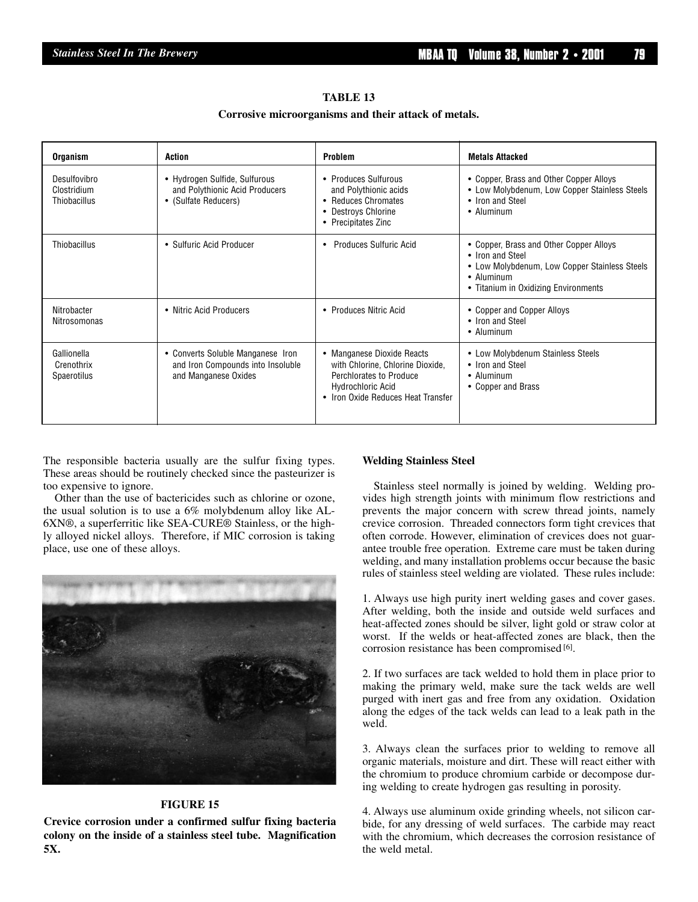**TABLE 13**

**Corrosive microorganisms and their attack of metals.**

| Organism | Action | Problem | Metals Attacked |
|---|---|---|---|
| Desulfovibro Clostridium Thiobacillus | • Hydrogen Sulfide, Sulfurous and Polythionic Acid Producers • (Sulfate Reducers) | • Produces Sulfurous and Polythionic acids • Reduces Chromates • Destroys Chlorine • Precipitates Zinc | • Copper, Brass and Other Copper Alloys • Low Molybdenum, Low Copper Stainless Steels • Iron and Steel • Aluminum |
| Thiobacillus | • Sulfuric Acid Producer | • Produces Sulfuric Acid | • Copper, Brass and Other Copper Alloys • Iron and Steel • Low Molybdenum, Low Copper Stainless Steels • Aluminum • Titanium in Oxidizing Environments |
| Nitrobacter Nitrosomonas | • Nitric Acid Producers | • Produces Nitric Acid | • Copper and Copper Alloys • Iron and Steel • Aluminum |
| Gallionella Crenothrix Spaerotilus | • Converts Soluble Manganese Iron and Iron Compounds into Insoluble and Manganese Oxides | • Manganese Dioxide Reacts with Chlorine, Chlorine Dioxide, Perchlorates to Produce Hydrochloric Acid • Iron Oxide Reduces Heat Transfer | • Low Molybdenum Stainless Steels • Iron and Steel • Aluminum • Copper and Brass |

The responsible bacteria usually are the sulfur fixing types. These areas should be routinely checked since the pasteurizer is too expensive to ignore.

Other than the use of bactericides such as chlorine or ozone, the usual solution is to use a 6% molybdenum alloy like AL-6XN®, a superferritic like SEA-CURE® Stainless, or the highly alloyed nickel alloys. Therefore, if MIC corrosion is taking place, use one of these alloys.

**FIGURE 15**

**Crevice corrosion under a confirmed sulfur fixing bacteria colony on the inside of a stainless steel tube. Magnification 5X.**

### Welding Stainless Steel

Stainless steel normally is joined by welding. Welding provides high strength joints with minimum flow restrictions and prevents the major concern with screw thread joints, namely crevice corrosion. Threaded connectors form tight crevices that often corrode. However, elimination of crevices does not guarantee trouble free operation. Extreme care must be taken during welding, and many installation problems occur because the basic rules of stainless steel welding are violated. These rules include:

1. Always use high purity inert welding gases and cover gases. After welding, both the inside and outside weld surfaces and heat-affected zones should be silver, light gold or straw color at worst. If the welds or heat-affected zones are black, then the corrosion resistance has been compromised [6].

2. If two surfaces are tack welded to hold them in place prior to making the primary weld, make sure the tack welds are well purged with inert gas and free from any oxidation. Oxidation along the edges of the tack welds can lead to a leak path in the weld.

3. Always clean the surfaces prior to welding to remove all organic materials, moisture and dirt. These will react either with the chromium to produce chromium carbide or decompose during welding to create hydrogen gas resulting in porosity.

4. Always use aluminum oxide grinding wheels, not silicon carbide, for any dressing of weld surfaces. The carbide may react with the chromium, which decreases the corrosion resistance of the weld metal.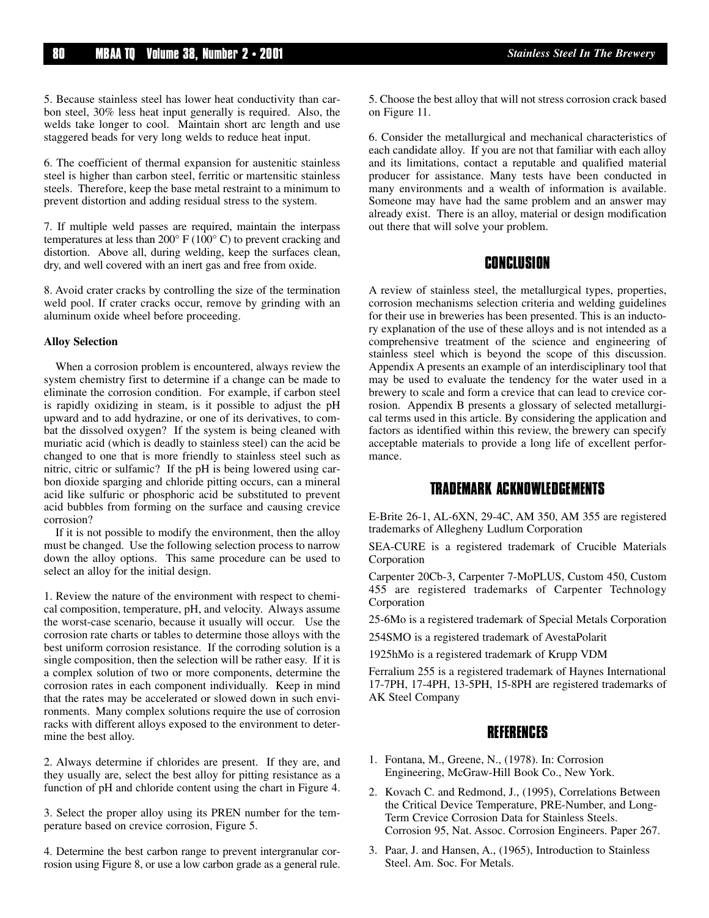5. Because stainless steel has lower heat conductivity than carbon steel, 30% less heat input generally is required. Also, the welds take longer to cool. Maintain short arc length and use staggered beads for very long welds to reduce heat input.

6. The coefficient of thermal expansion for austenitic stainless steel is higher than carbon steel, ferritic or martensitic stainless steels. Therefore, keep the base metal restraint to a minimum to prevent distortion and adding residual stress to the system.

7. If multiple weld passes are required, maintain the interpass temperatures at less than 200° F (100° C) to prevent cracking and distortion. Above all, during welding, keep the surfaces clean, dry, and well covered with an inert gas and free from oxide.

8. Avoid crater cracks by controlling the size of the termination weld pool. If crater cracks occur, remove by grinding with an aluminum oxide wheel before proceeding.

**Alloy Selection**

When a corrosion problem is encountered, always review the system chemistry first to determine if a change can be made to eliminate the corrosion condition. For example, if carbon steel is rapidly oxidizing in steam, is it possible to adjust the pH upward and to add hydrazine, or one of its derivatives, to combat the dissolved oxygen? If the system is being cleaned with muriatic acid (which is deadly to stainless steel) can the acid be changed to one that is more friendly to stainless steel such as nitric, citric or sulfamic? If the pH is being lowered using carbon dioxide sparging and chloride pitting occurs, can a mineral acid like sulfuric or phosphoric acid be substituted to prevent acid bubbles from forming on the surface and causing crevice corrosion?

If it is not possible to modify the environment, then the alloy must be changed. Use the following selection process to narrow down the alloy options. This same procedure can be used to select an alloy for the initial design.

1. Review the nature of the environment with respect to chemical composition, temperature, pH, and velocity. Always assume the worst-case scenario, because it usually will occur. Use the corrosion rate charts or tables to determine those alloys with the best uniform corrosion resistance. If the corroding solution is a single composition, then the selection will be rather easy. If it is a complex solution of two or more components, determine the corrosion rates in each component individually. Keep in mind that the rates may be accelerated or slowed down in such environments. Many complex solutions require the use of corrosion racks with different alloys exposed to the environment to determine the best alloy.

2. Always determine if chlorides are present. If they are, and they usually are, select the best alloy for pitting resistance as a function of pH and chloride content using the chart in Figure 4.

3. Select the proper alloy using its PREN number for the temperature based on crevice corrosion, Figure 5.

4. Determine the best carbon range to prevent intergranular corrosion using Figure 8, or use a low carbon grade as a general rule.

5. Choose the best alloy that will not stress corrosion crack based on Figure 11.

6. Consider the metallurgical and mechanical characteristics of each candidate alloy. If you are not that familiar with each alloy and its limitations, contact a reputable and qualified material producer for assistance. Many tests have been conducted in many environments and a wealth of information is available. Someone may have had the same problem and an answer may already exist. There is an alloy, material or design modification out there that will solve your problem.

## CONCLUSION

A review of stainless steel, the metallurgical types, properties, corrosion mechanisms selection criteria and welding guidelines for their use in breweries has been presented. This is an inductory explanation of the use of these alloys and is not intended as a comprehensive treatment of the science and engineering of stainless steel which is beyond the scope of this discussion. Appendix A presents an example of an interdisciplinary tool that may be used to evaluate the tendency for the water used in a brewery to scale and form a crevice that can lead to crevice corrosion. Appendix B presents a glossary of selected metallurgical terms used in this article. By considering the application and factors as identified within this review, the brewery can specify acceptable materials to provide a long life of excellent performance.

## TRADEMARK ACKNOWLEDGEMENTS

E-Brite 26-1, AL-6XN, 29-4C, AM 350, AM 355 are registered trademarks of Allegheny Ludlum Corporation

SEA-CURE is a registered trademark of Crucible Materials Corporation

Carpenter 20Cb-3, Carpenter 7-MoPLUS, Custom 450, Custom 455 are registered trademarks of Carpenter Technology Corporation

25-6Mo is a registered trademark of Special Metals Corporation

254SMO is a registered trademark of AvestaPolarit

1925hMo is a registered trademark of Krupp VDM

Ferralium 255 is a registered trademark of Haynes International

17-7PH, 17-4PH, 13-5PH, 15-8PH are registered trademarks of AK Steel Company

## REFERENCES

1. Fontana, M., Greene, N., (1978). In: Corrosion Engineering, McGraw-Hill Book Co., New York.
2. Kovach C. and Redmond, J., (1995), Correlations Between the Critical Device Temperature, PRE-Number, and Long-Term Crevice Corrosion Data for Stainless Steels. Corrosion 95, Nat. Assoc. Corrosion Engineers. Paper 267.
3. Paar, J. and Hansen, A., (1965), Introduction to Stainless Steel. Am. Soc. For Metals.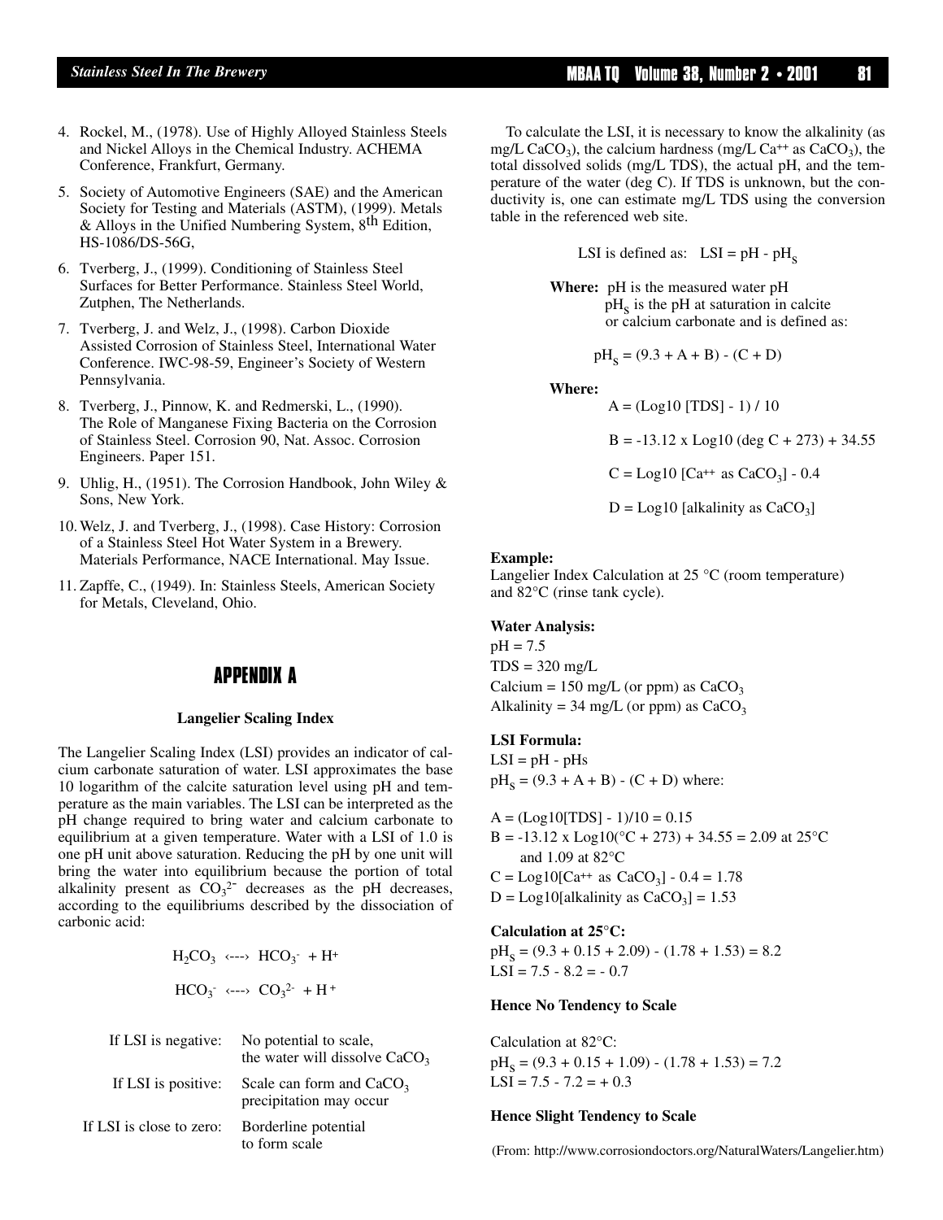4. Rockel, M., (1978). Use of Highly Alloyed Stainless Steels and Nickel Alloys in the Chemical Industry. ACHEMA Conference, Frankfurt, Germany.
5. Society of Automotive Engineers (SAE) and the American Society for Testing and Materials (ASTM), (1999). Metals & Alloys in the Unified Numbering System, 8th Edition, HS-1086/DS-56G,
6. Tverberg, J., (1999). Conditioning of Stainless Steel Surfaces for Better Performance. Stainless Steel World, Zutphen, The Netherlands.
7. Tverberg, J. and Welz, J., (1998). Carbon Dioxide Assisted Corrosion of Stainless Steel, International Water Conference. IWC-98-59, Engineer's Society of Western Pennsylvania.
8. Tverberg, J., Pinnow, K. and Redmerski, L., (1990). The Role of Manganese Fixing Bacteria on the Corrosion of Stainless Steel. Corrosion 90, Nat. Assoc. Corrosion Engineers. Paper 151.
9. Uhlig, H., (1951). The Corrosion Handbook, John Wiley & Sons, New York.
10. Welz, J. and Tverberg, J., (1998). Case History: Corrosion of a Stainless Steel Hot Water System in a Brewery. Materials Performance, NACE International. May Issue.
11. Zapffe, C., (1949). In: Stainless Steels, American Society for Metals, Cleveland, Ohio.

## APPENDIX A

### Langelier Scaling Index

The Langelier Scaling Index (LSI) provides an indicator of calcium carbonate saturation of water. LSI approximates the base 10 logarithm of the calcite saturation level using pH and temperature as the main variables. The LSI can be interpreted as the pH change required to bring water and calcium carbonate to equilibrium at a given temperature. Water with a LSI of 1.0 is one pH unit above saturation. Reducing the pH by one unit will bring the water into equilibrium because the portion of total alkalinity present as $CO_3^{2-}$ decreases as the pH decreases, according to the equilibriums described by the dissociation of carbonic acid:

$$H_2CO_3 \longleftrightarrow HCO_3^- + H^+$$

$$HCO_3^- \longleftrightarrow CO_3^{2-} + H^+$$

| | |
|---|---|
| If LSI is negative: | No potential to scale, the water will dissolve $CaCO_3$ |
| If LSI is positive: | Scale can form and $CaCO_3$ precipitation may occur |
| If LSI is close to zero: | Borderline potential to form scale |

To calculate the LSI, it is necessary to know the alkalinity (as mg/L $CaCO_3$), the calcium hardness (mg/L $Ca^{++}$ as $CaCO_3$), the total dissolved solids (mg/L TDS), the actual pH, and the temperature of the water (deg C). If TDS is unknown, but the conductivity is, one can estimate mg/L TDS using the conversion table in the referenced web site.

LSI is defined as: $LSI = pH - pH_S$

**Where:** pH is the measured water pH
$pH_S$ is the pH at saturation in calcite or calcium carbonate and is defined as:

$$pH_S = (9.3 + A + B) - (C + D)$$

**Where:**

$A = (\text{Log10 [TDS]} - 1) / 10$

$B = -13.12 \times \text{Log10 (deg C} + 273) + 34.55$

$C = \text{Log10 [}Ca^{++} \text{ as } CaCO_3] - 0.4$

$D = \text{Log10 [alkalinity as } CaCO_3]$

**Example:**
Langelier Index Calculation at 25 °C (room temperature) and 82°C (rinse tank cycle).

**Water Analysis:**
pH = 7.5
TDS = 320 mg/L
Calcium = 150 mg/L (or ppm) as $CaCO_3$
Alkalinity = 34 mg/L (or ppm) as $CaCO_3$

**LSI Formula:**
LSI = pH - pHs
$pH_S = (9.3 + A + B) - (C + D)$ where:

$A = (\text{Log10[TDS]} - 1)/10 = 0.15$
$B = -13.12 \times \text{Log10(°C} + 273) + 34.55 = 2.09$ at 25°C and 1.09 at 82°C
$C = \text{Log10[}Ca^{++} \text{ as } CaCO_3] - 0.4 = 1.78$
$D = \text{Log10[alkalinity as } CaCO_3] = 1.53$

**Calculation at 25°C:**
$pH_S = (9.3 + 0.15 + 2.09) - (1.78 + 1.53) = 8.2$
$LSI = 7.5 - 8.2 = -0.7$

**Hence No Tendency to Scale**

Calculation at 82°C:
$pH_S = (9.3 + 0.15 + 1.09) - (1.78 + 1.53) = 7.2$
$LSI = 7.5 - 7.2 = +0.3$

**Hence Slight Tendency to Scale**

(From: http://www.corrosiondoctors.org/NaturalWaters/Langelier.htm)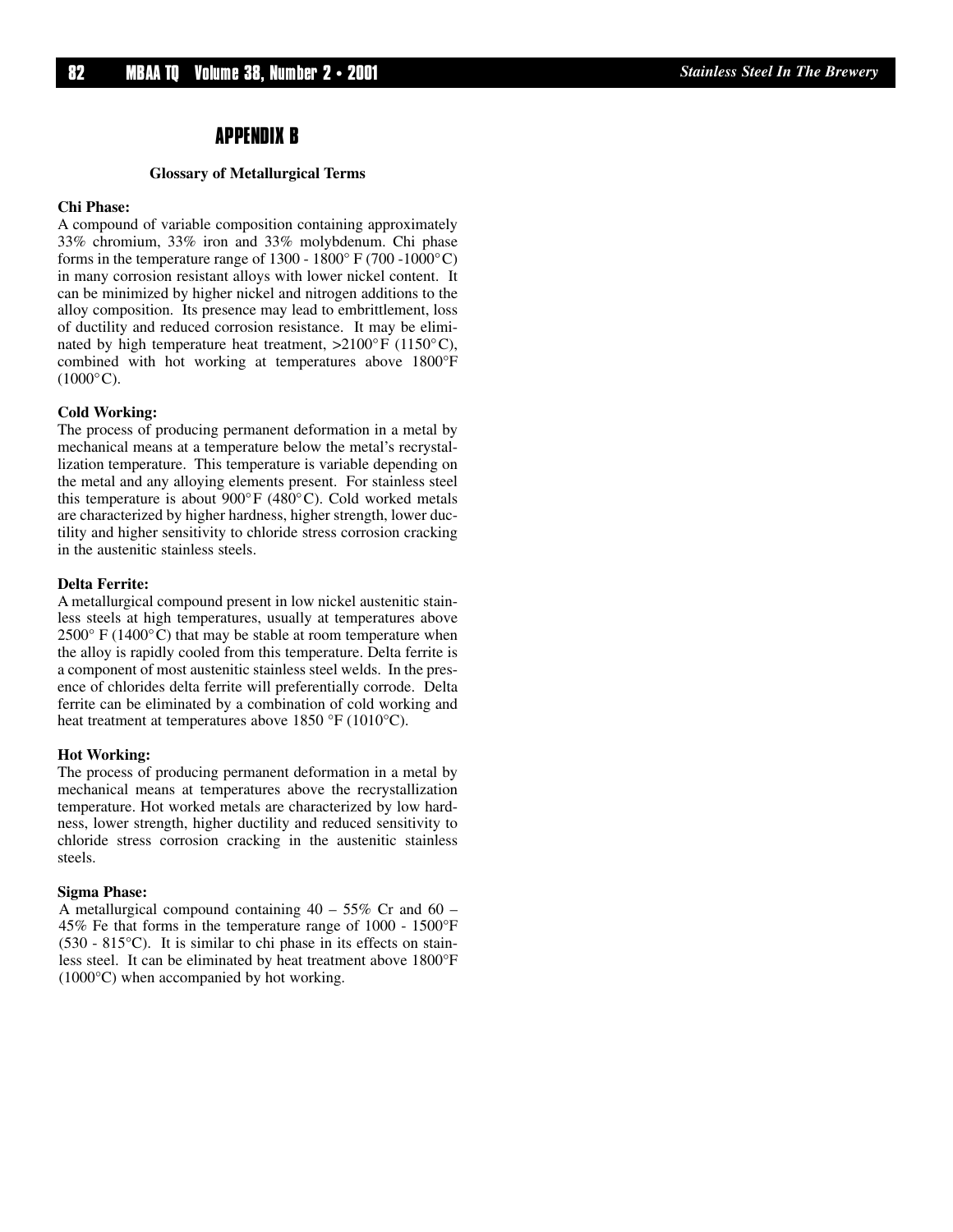# APPENDIX B

## Glossary of Metallurgical Terms

**Chi Phase:**
A compound of variable composition containing approximately 33% chromium, 33% iron and 33% molybdenum. Chi phase forms in the temperature range of 1300 - 1800° F (700 -1000°C) in many corrosion resistant alloys with lower nickel content. It can be minimized by higher nickel and nitrogen additions to the alloy composition. Its presence may lead to embrittlement, loss of ductility and reduced corrosion resistance. It may be eliminated by high temperature heat treatment, >2100°F (1150°C), combined with hot working at temperatures above 1800°F (1000°C).

**Cold Working:**
The process of producing permanent deformation in a metal by mechanical means at a temperature below the metal's recrystallization temperature. This temperature is variable depending on the metal and any alloying elements present. For stainless steel this temperature is about 900°F (480°C). Cold worked metals are characterized by higher hardness, higher strength, lower ductility and higher sensitivity to chloride stress corrosion cracking in the austenitic stainless steels.

**Delta Ferrite:**
A metallurgical compound present in low nickel austenitic stainless steels at high temperatures, usually at temperatures above 2500° F (1400°C) that may be stable at room temperature when the alloy is rapidly cooled from this temperature. Delta ferrite is a component of most austenitic stainless steel welds. In the presence of chlorides delta ferrite will preferentially corrode. Delta ferrite can be eliminated by a combination of cold working and heat treatment at temperatures above 1850 °F (1010°C).

**Hot Working:**
The process of producing permanent deformation in a metal by mechanical means at temperatures above the recrystallization temperature. Hot worked metals are characterized by low hardness, lower strength, higher ductility and reduced sensitivity to chloride stress corrosion cracking in the austenitic stainless steels.

**Sigma Phase:**
A metallurgical compound containing 40 – 55% Cr and 60 – 45% Fe that forms in the temperature range of 1000 - 1500°F (530 - 815°C). It is similar to chi phase in its effects on stainless steel. It can be eliminated by heat treatment above 1800°F (1000°C) when accompanied by hot working.